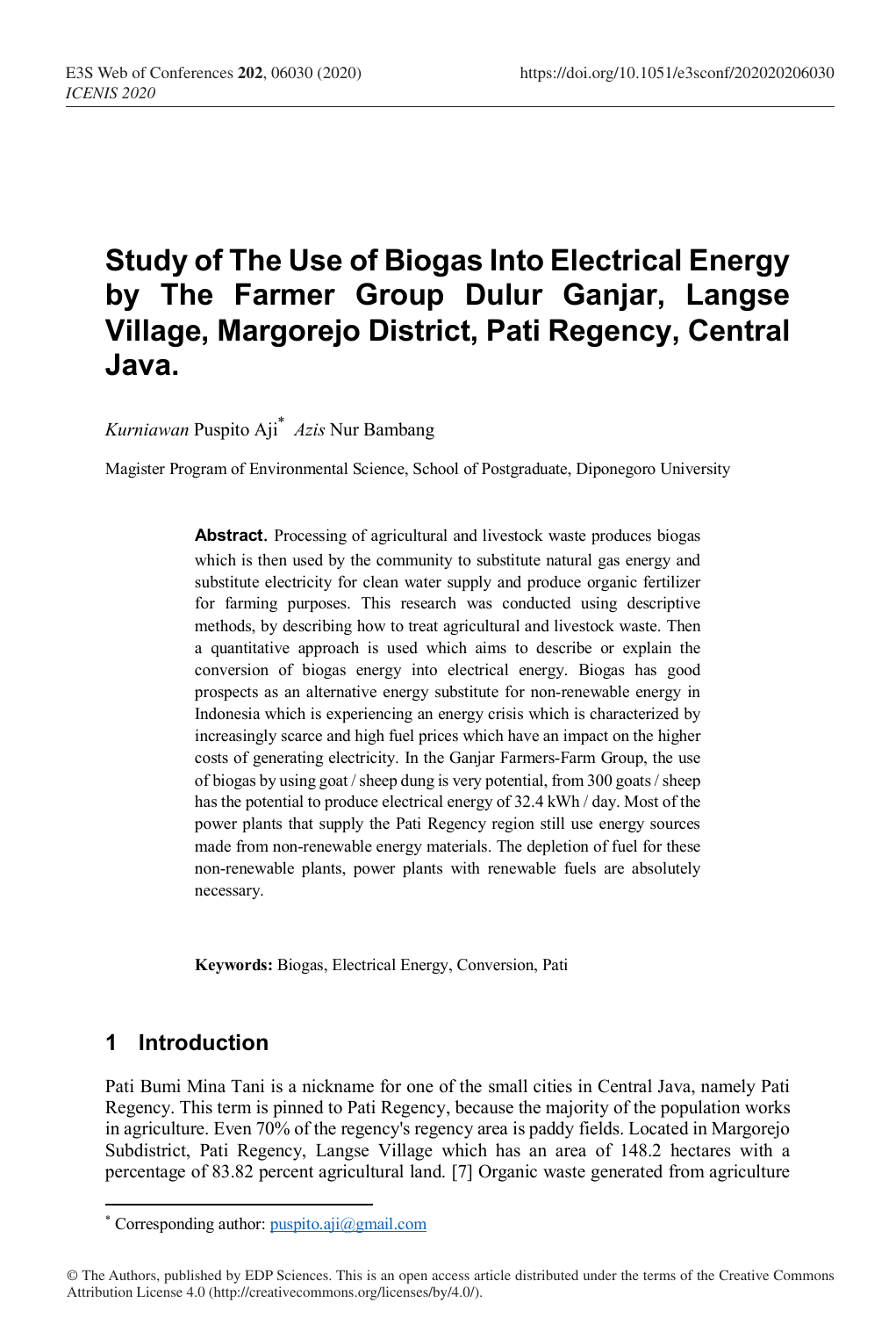# Study of The Use of Biogas Into Electrical Energy by The Farmer Group Dulur Ganjar, Langse Village, Margorejo District, Pati Regency, Central Java.

*Kurniawan* Puspito Aji* *Azis* Nur Bambang

Magister Program of Environmental Science, School of Postgraduate, Diponegoro University

**Abstract.** Processing of agricultural and livestock waste produces biogas which is then used by the community to substitute natural gas energy and substitute electricity for clean water supply and produce organic fertilizer for farming purposes. This research was conducted using descriptive methods, by describing how to treat agricultural and livestock waste. Then a quantitative approach is used which aims to describe or explain the conversion of biogas energy into electrical energy. Biogas has good prospects as an alternative energy substitute for non-renewable energy in Indonesia which is experiencing an energy crisis which is characterized by increasingly scarce and high fuel prices which have an impact on the higher costs of generating electricity. In the Ganjar Farmers-Farm Group, the use of biogas by using goat / sheep dung is very potential, from 300 goats / sheep has the potential to produce electrical energy of 32.4 kWh / day. Most of the power plants that supply the Pati Regency region still use energy sources made from non-renewable energy materials. The depletion of fuel for these non-renewable plants, power plants with renewable fuels are absolutely necessary.

**Keywords:** Biogas, Electrical Energy, Conversion, Pati

## 1 Introduction

Pati Bumi Mina Tani is a nickname for one of the small cities in Central Java, namely Pati Regency. This term is pinned to Pati Regency, because the majority of the population works in agriculture. Even 70% of the regency's regency area is paddy fields. Located in Margorejo Subdistrict, Pati Regency, Langse Village which has an area of 148.2 hectares with a percentage of 83.82 percent agricultural land. [7] Organic waste generated from agriculture

* Corresponding author: puspito.aji@gmail.com

© The Authors, published by EDP Sciences. This is an open access article distributed under the terms of the Creative Commons Attribution License 4.0 (http://creativecommons.org/licenses/by/4.0/).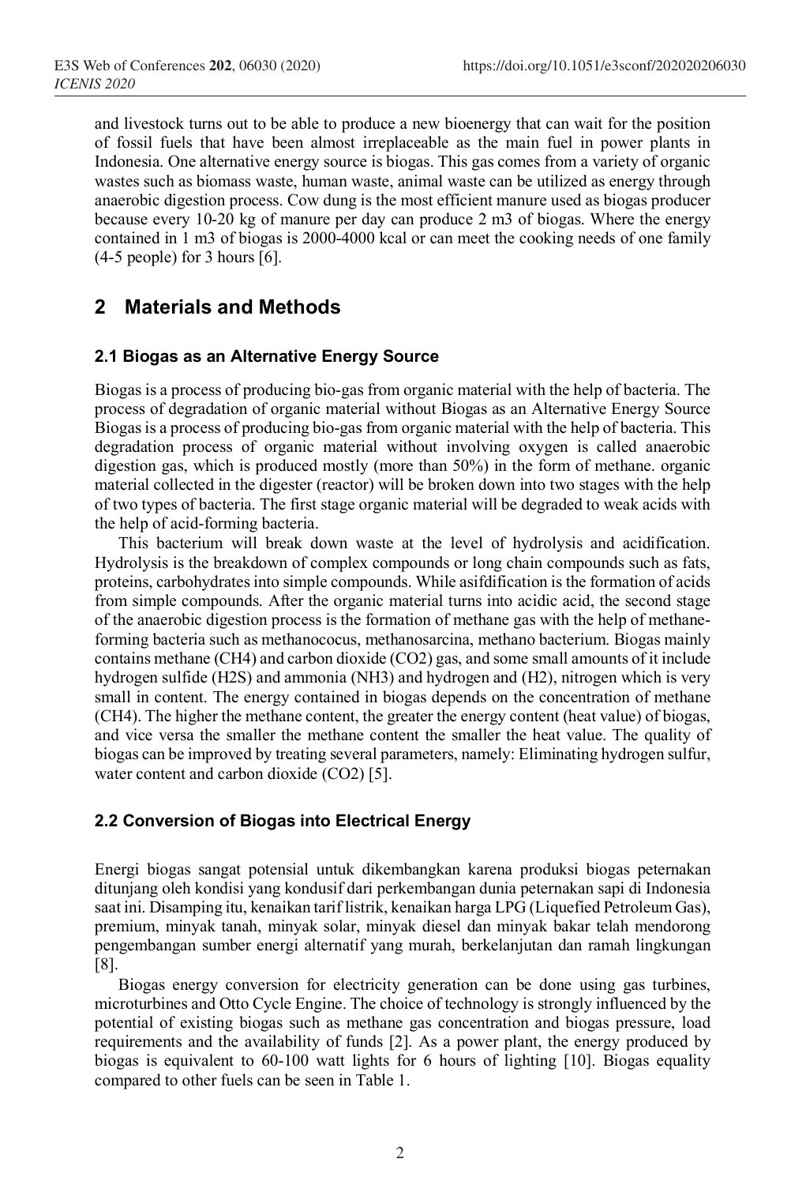and livestock turns out to be able to produce a new bioenergy that can wait for the position of fossil fuels that have been almost irreplaceable as the main fuel in power plants in Indonesia. One alternative energy source is biogas. This gas comes from a variety of organic wastes such as biomass waste, human waste, animal waste can be utilized as energy through anaerobic digestion process. Cow dung is the most efficient manure used as biogas producer because every 10-20 kg of manure per day can produce 2 m3 of biogas. Where the energy contained in 1 m3 of biogas is 2000-4000 kcal or can meet the cooking needs of one family (4-5 people) for 3 hours [6].

## 2 Materials and Methods

### 2.1 Biogas as an Alternative Energy Source

Biogas is a process of producing bio-gas from organic material with the help of bacteria. The process of degradation of organic material without Biogas as an Alternative Energy Source Biogas is a process of producing bio-gas from organic material with the help of bacteria. This degradation process of organic material without involving oxygen is called anaerobic digestion gas, which is produced mostly (more than 50%) in the form of methane. organic material collected in the digester (reactor) will be broken down into two stages with the help of two types of bacteria. The first stage organic material will be degraded to weak acids with the help of acid-forming bacteria.

This bacterium will break down waste at the level of hydrolysis and acidification. Hydrolysis is the breakdown of complex compounds or long chain compounds such as fats, proteins, carbohydrates into simple compounds. While asifdification is the formation of acids from simple compounds. After the organic material turns into acidic acid, the second stage of the anaerobic digestion process is the formation of methane gas with the help of methane-forming bacteria such as methanococus, methanosarcina, methano bacterium. Biogas mainly contains methane ($CH_4$) and carbon dioxide ($CO_2$) gas, and some small amounts of it include hydrogen sulfide ($H_2S$) and ammonia ($NH_3$) and hydrogen and ($H_2$), nitrogen which is very small in content. The energy contained in biogas depends on the concentration of methane ($CH_4$). The higher the methane content, the greater the energy content (heat value) of biogas, and vice versa the smaller the methane content the smaller the heat value. The quality of biogas can be improved by treating several parameters, namely: Eliminating hydrogen sulfur, water content and carbon dioxide ($CO_2$) [5].

### 2.2 Conversion of Biogas into Electrical Energy

Energi biogas sangat potensial untuk dikembangkan karena produksi biogas peternakan ditunjang oleh kondisi yang kondusif dari perkembangan dunia peternakan sapi di Indonesia saat ini. Disamping itu, kenaikan tarif listrik, kenaikan harga LPG (Liquefied Petroleum Gas), premium, minyak tanah, minyak solar, minyak diesel dan minyak bakar telah mendorong pengembangan sumber energi alternatif yang murah, berkelanjutan dan ramah lingkungan [8].

Biogas energy conversion for electricity generation can be done using gas turbines, microturbines and Otto Cycle Engine. The choice of technology is strongly influenced by the potential of existing biogas such as methane gas concentration and biogas pressure, load requirements and the availability of funds [2]. As a power plant, the energy produced by biogas is equivalent to 60-100 watt lights for 6 hours of lighting [10]. Biogas equality compared to other fuels can be seen in Table 1.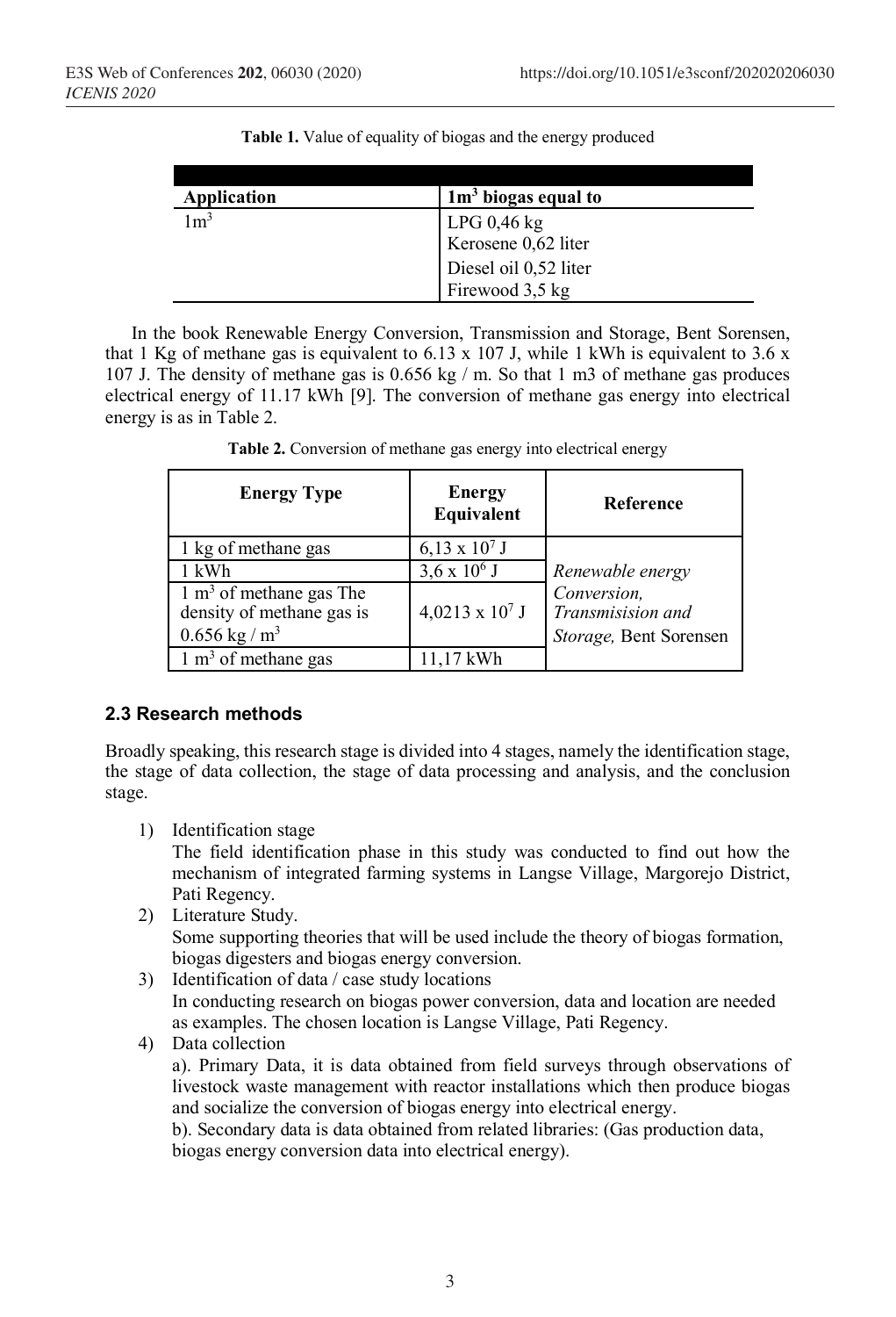**Table 1.** Value of equality of biogas and the energy produced

| Application | $1m^3$ biogas equal to |
|---|---|
| $1m^3$ | LPG 0,46 kg<br>Kerosene 0,62 liter<br>Diesel oil 0,52 liter<br>Firewood 3,5 kg |

In the book Renewable Energy Conversion, Transmission and Storage, Bent Sorensen, that 1 Kg of methane gas is equivalent to 6.13 x 107 J, while 1 kWh is equivalent to 3.6 x 107 J. The density of methane gas is 0.656 kg / m. So that 1 m3 of methane gas produces electrical energy of 11.17 kWh [9]. The conversion of methane gas energy into electrical energy is as in Table 2.

**Table 2.** Conversion of methane gas energy into electrical energy

| Energy Type | Energy Equivalent | Reference |
|---|---|---|
| 1 kg of methane gas | $6,13 \times 10^7$ J | *Renewable energy Conversion, Transmisision and Storage,* Bent Sorensen |
| 1 kWh | $3,6 \times 10^6$ J | |
| 1 $m^3$ of methane gas The density of methane gas is 0.656 kg / $m^3$ | $4,0213 \times 10^7$ J | |
| 1 $m^3$ of methane gas | 11,17 kWh | |

### 2.3 Research methods

Broadly speaking, this research stage is divided into 4 stages, namely the identification stage, the stage of data collection, the stage of data processing and analysis, and the conclusion stage.

1) Identification stage
   The field identification phase in this study was conducted to find out how the mechanism of integrated farming systems in Langse Village, Margorejo District, Pati Regency.
2) Literature Study.
   Some supporting theories that will be used include the theory of biogas formation, biogas digesters and biogas energy conversion.
3) Identification of data / case study locations
   In conducting research on biogas power conversion, data and location are needed as examples. The chosen location is Langse Village, Pati Regency.
4) Data collection
   a). Primary Data, it is data obtained from field surveys through observations of livestock waste management with reactor installations which then produce biogas and socialize the conversion of biogas energy into electrical energy.
   b). Secondary data is data obtained from related libraries: (Gas production data, biogas energy conversion data into electrical energy).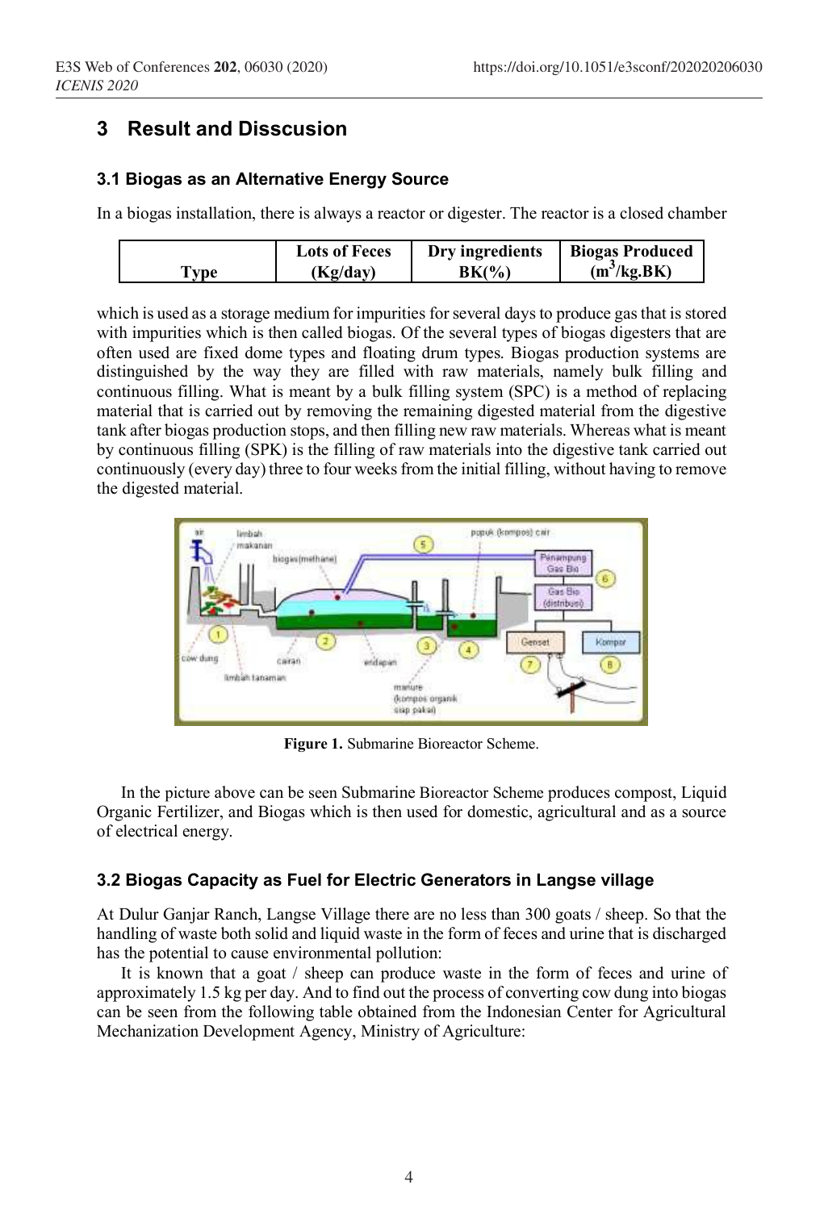## 3 Result and Disscusion

### 3.1 Biogas as an Alternative Energy Source

In a biogas installation, there is always a reactor or digester. The reactor is a closed chamber

| Type | Lots of Feces (Kg/day) | Dry ingredients BK(%) | Biogas Produced ($m^3$/kg.BK) |
|---|---|---|---|

which is used as a storage medium for impurities for several days to produce gas that is stored with impurities which is then called biogas. Of the several types of biogas digesters that are often used are fixed dome types and floating drum types. Biogas production systems are distinguished by the way they are filled with raw materials, namely bulk filling and continuous filling. What is meant by a bulk filling system (SPC) is a method of replacing material that is carried out by removing the remaining digested material from the digestive tank after biogas production stops, and then filling new raw materials. Whereas what is meant by continuous filling (SPK) is the filling of raw materials into the digestive tank carried out continuously (every day) three to four weeks from the initial filling, without having to remove the digested material.

**Figure 1.** Submarine Bioreactor Scheme.

In the picture above can be seen Submarine Bioreactor Scheme produces compost, Liquid Organic Fertilizer, and Biogas which is then used for domestic, agricultural and as a source of electrical energy.

### 3.2 Biogas Capacity as Fuel for Electric Generators in Langse village

At Dulur Ganjar Ranch, Langse Village there are no less than 300 goats / sheep. So that the handling of waste both solid and liquid waste in the form of feces and urine that is discharged has the potential to cause environmental pollution:

It is known that a goat / sheep can produce waste in the form of feces and urine of approximately 1.5 kg per day. And to find out the process of converting cow dung into biogas can be seen from the following table obtained from the Indonesian Center for Agricultural Mechanization Development Agency, Ministry of Agriculture: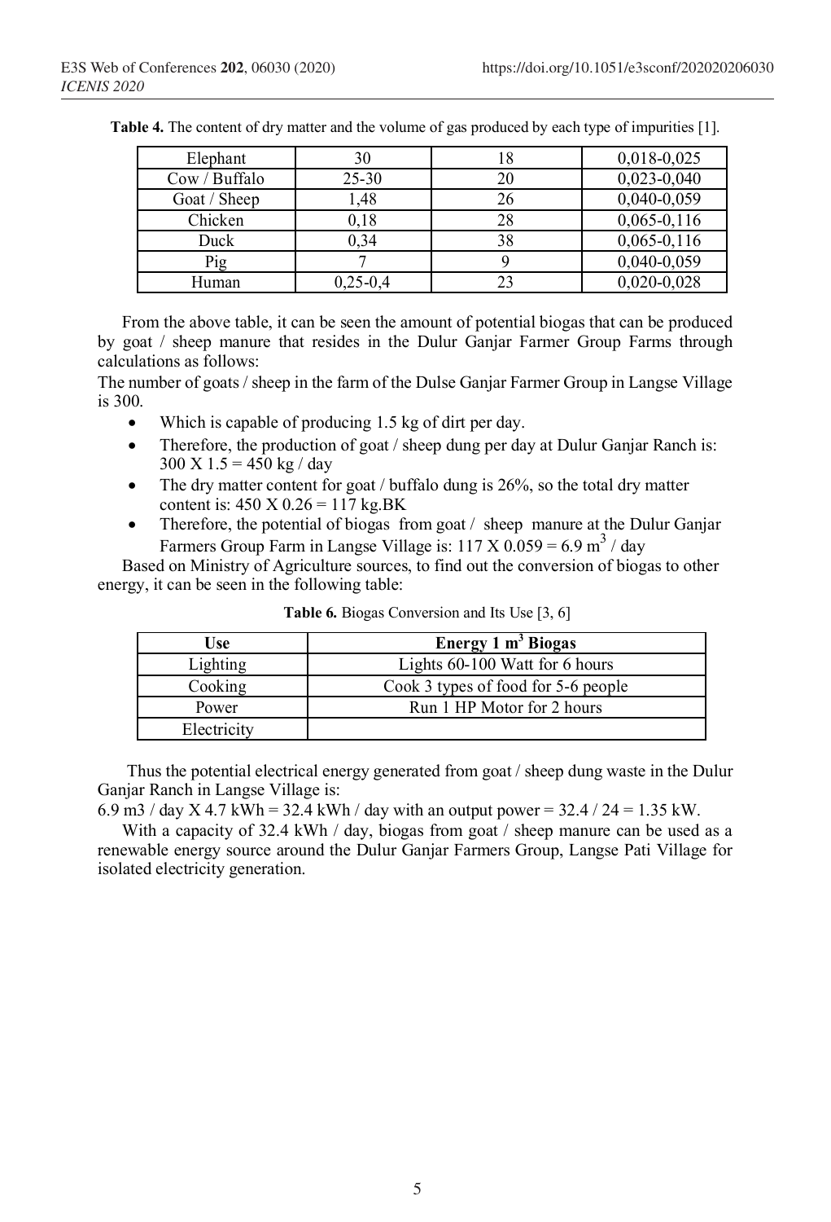**Table 4.** The content of dry matter and the volume of gas produced by each type of impurities [1].

| | | | |
|---|---|---|---|
| Elephant | 30 | 18 | 0,018-0,025 |
| Cow / Buffalo | 25-30 | 20 | 0,023-0,040 |
| Goat / Sheep | 1,48 | 26 | 0,040-0,059 |
| Chicken | 0,18 | 28 | 0,065-0,116 |
| Duck | 0,34 | 38 | 0,065-0,116 |
| Pig | 7 | 9 | 0,040-0,059 |
| Human | 0,25-0,4 | 23 | 0,020-0,028 |

From the above table, it can be seen the amount of potential biogas that can be produced by goat / sheep manure that resides in the Dulur Ganjar Farmer Group Farms through calculations as follows:

The number of goats / sheep in the farm of the Dulse Ganjar Farmer Group in Langse Village is 300.

- Which is capable of producing 1.5 kg of dirt per day.
- Therefore, the production of goat / sheep dung per day at Dulur Ganjar Ranch is: 300 X 1.5 = 450 kg / day
- The dry matter content for goat / buffalo dung is 26%, so the total dry matter content is: 450 X 0.26 = 117 kg.BK
- Therefore, the potential of biogas from goat / sheep manure at the Dulur Ganjar Farmers Group Farm in Langse Village is: 117 X 0.059 = 6.9 $m^3$ / day

Based on Ministry of Agriculture sources, to find out the conversion of biogas to other energy, it can be seen in the following table:

**Table 6.** Biogas Conversion and Its Use [3, 6]

| Use | Energy 1 $m^3$ Biogas |
|---|---|
| Lighting | Lights 60-100 Watt for 6 hours |
| Cooking | Cook 3 types of food for 5-6 people |
| Power | Run 1 HP Motor for 2 hours |
| Electricity | |

Thus the potential electrical energy generated from goat / sheep dung waste in the Dulur Ganjar Ranch in Langse Village is:

6.9 m3 / day X 4.7 kWh = 32.4 kWh / day with an output power = 32.4 / 24 = 1.35 kW.

With a capacity of 32.4 kWh / day, biogas from goat / sheep manure can be used as a renewable energy source around the Dulur Ganjar Farmers Group, Langse Pati Village for isolated electricity generation.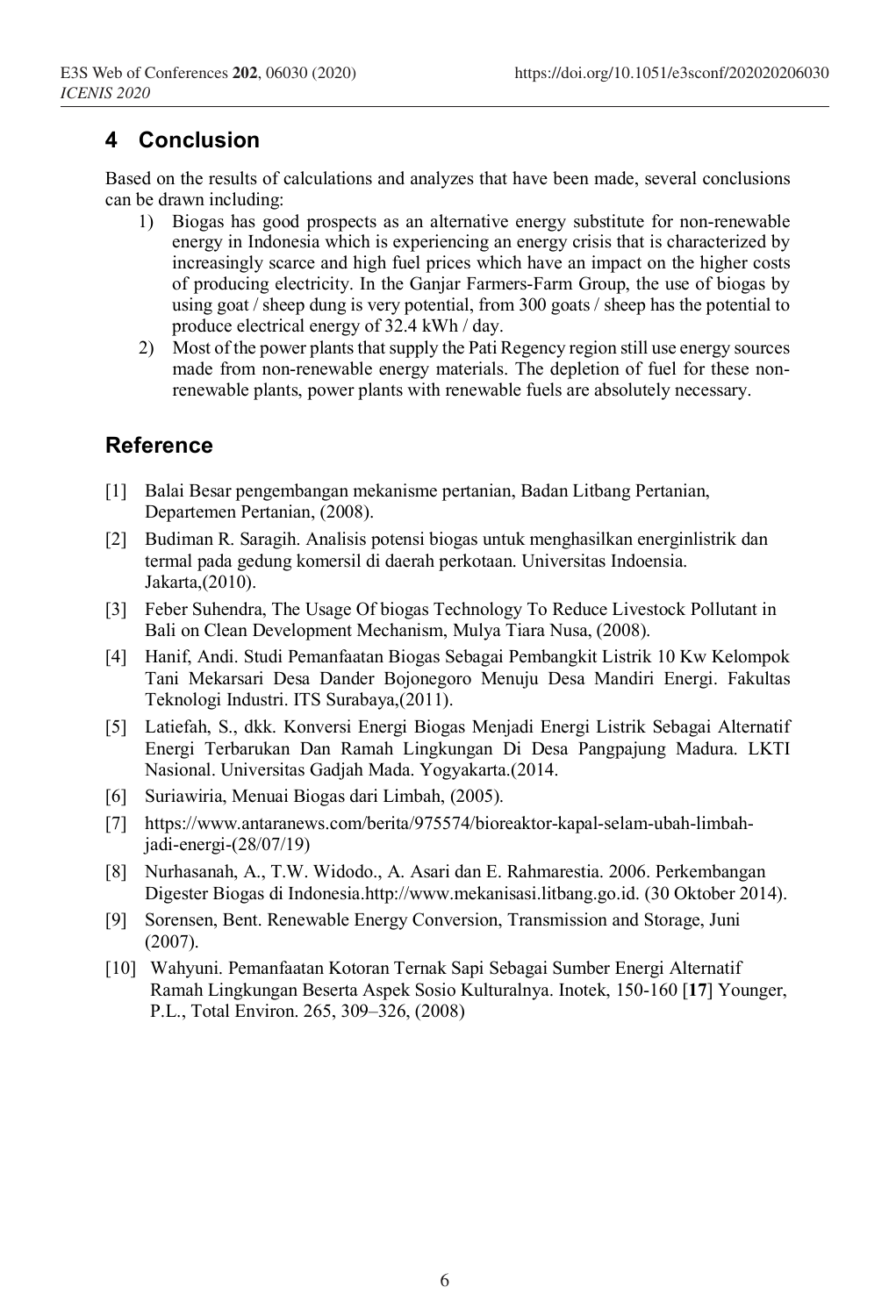## 4 Conclusion

Based on the results of calculations and analyzes that have been made, several conclusions can be drawn including:

1) Biogas has good prospects as an alternative energy substitute for non-renewable energy in Indonesia which is experiencing an energy crisis that is characterized by increasingly scarce and high fuel prices which have an impact on the higher costs of producing electricity. In the Ganjar Farmers-Farm Group, the use of biogas by using goat / sheep dung is very potential, from 300 goats / sheep has the potential to produce electrical energy of 32.4 kWh / day.
2) Most of the power plants that supply the Pati Regency region still use energy sources made from non-renewable energy materials. The depletion of fuel for these non-renewable plants, power plants with renewable fuels are absolutely necessary.

## Reference

[1] Balai Besar pengembangan mekanisme pertanian, Badan Litbang Pertanian, Departemen Pertanian, (2008).

[2] Budiman R. Saragih. Analisis potensi biogas untuk menghasilkan energinlistrik dan termal pada gedung komersil di daerah perkotaan. Universitas Indoensia. Jakarta,(2010).

[3] Feber Suhendra, The Usage Of biogas Technology To Reduce Livestock Pollutant in Bali on Clean Development Mechanism, Mulya Tiara Nusa, (2008).

[4] Hanif, Andi. Studi Pemanfaatan Biogas Sebagai Pembangkit Listrik 10 Kw Kelompok Tani Mekarsari Desa Dander Bojonegoro Menuju Desa Mandiri Energi. Fakultas Teknologi Industri. ITS Surabaya,(2011).

[5] Latiefah, S., dkk. Konversi Energi Biogas Menjadi Energi Listrik Sebagai Alternatif Energi Terbarukan Dan Ramah Lingkungan Di Desa Pangpajung Madura. LKTI Nasional. Universitas Gadjah Mada. Yogyakarta.(2014.

[6] Suriawiria, Menuai Biogas dari Limbah, (2005).

[7] https://www.antaranews.com/berita/975574/bioreaktor-kapal-selam-ubah-limbah-jadi-energi-(28/07/19)

[8] Nurhasanah, A., T.W. Widodo., A. Asari dan E. Rahmarestia. 2006. Perkembangan Digester Biogas di Indonesia.http://www.mekanisasi.litbang.go.id. (30 Oktober 2014).

[9] Sorensen, Bent. Renewable Energy Conversion, Transmission and Storage, Juni (2007).

[10] Wahyuni. Pemanfaatan Kotoran Ternak Sapi Sebagai Sumber Energi Alternatif Ramah Lingkungan Beserta Aspek Sosio Kulturalnya. Inotek, 150-160 [**17**] Younger, P.L., Total Environ. 265, 309–326, (2008)